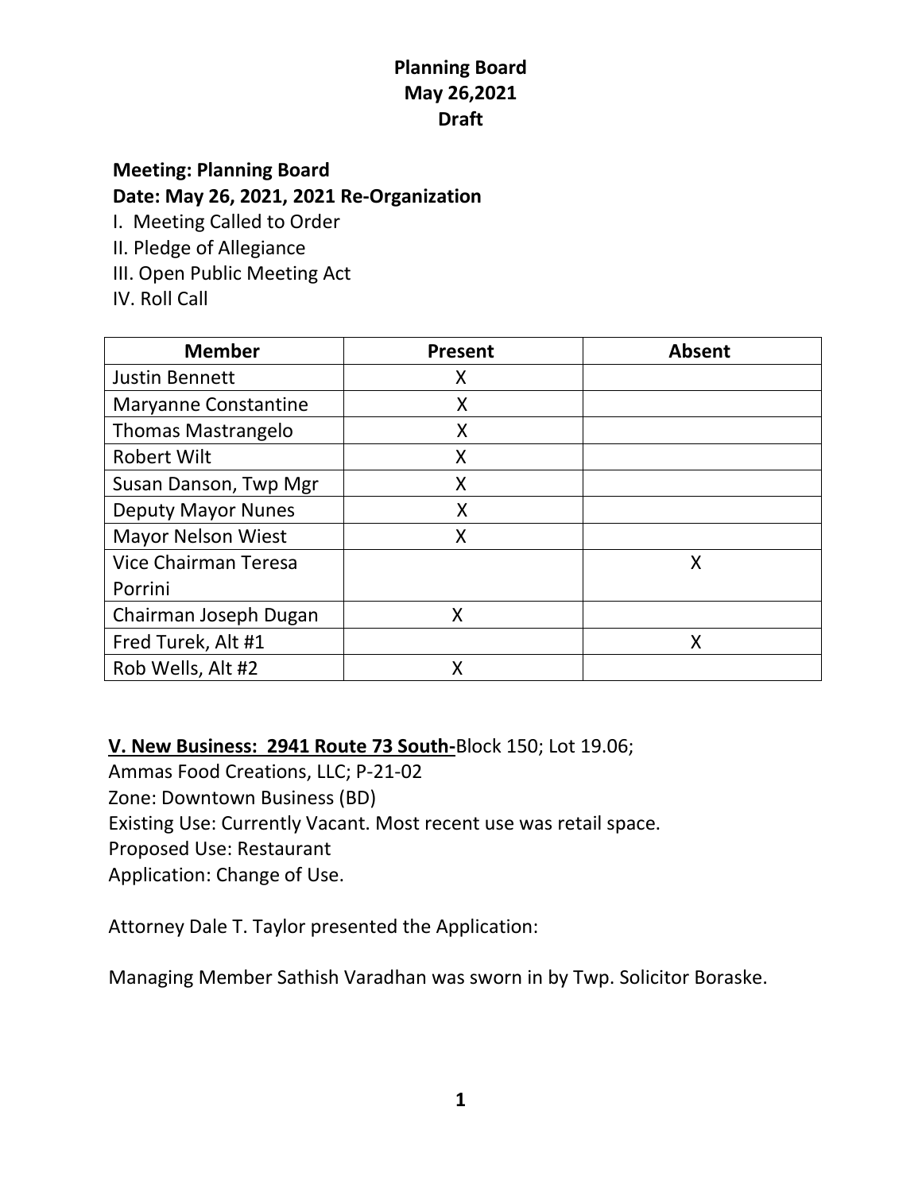# Planning Board
## May 26,2021
## Draft

**Meeting: Planning Board**
**Date: May 26, 2021, 2021 Re-Organization**

I. Meeting Called to Order
II. Pledge of Allegiance
III. Open Public Meeting Act
IV. Roll Call

| Member | Present | Absent |
|---|---|---|
| Justin Bennett | X | |
| Maryanne Constantine | X | |
| Thomas Mastrangelo | X | |
| Robert Wilt | X | |
| Susan Danson, Twp Mgr | X | |
| Deputy Mayor Nunes | X | |
| Mayor Nelson Wiest | X | |
| Vice Chairman Teresa Porrini | | X |
| Chairman Joseph Dugan | X | |
| Fred Turek, Alt #1 | | X |
| Rob Wells, Alt #2 | X | |

**V. New Business: 2941 Route 73 South-**Block 150; Lot 19.06;
Ammas Food Creations, LLC; P-21-02
Zone: Downtown Business (BD)
Existing Use: Currently Vacant. Most recent use was retail space.
Proposed Use: Restaurant
Application: Change of Use.

Attorney Dale T. Taylor presented the Application:

Managing Member Sathish Varadhan was sworn in by Twp. Solicitor Boraske.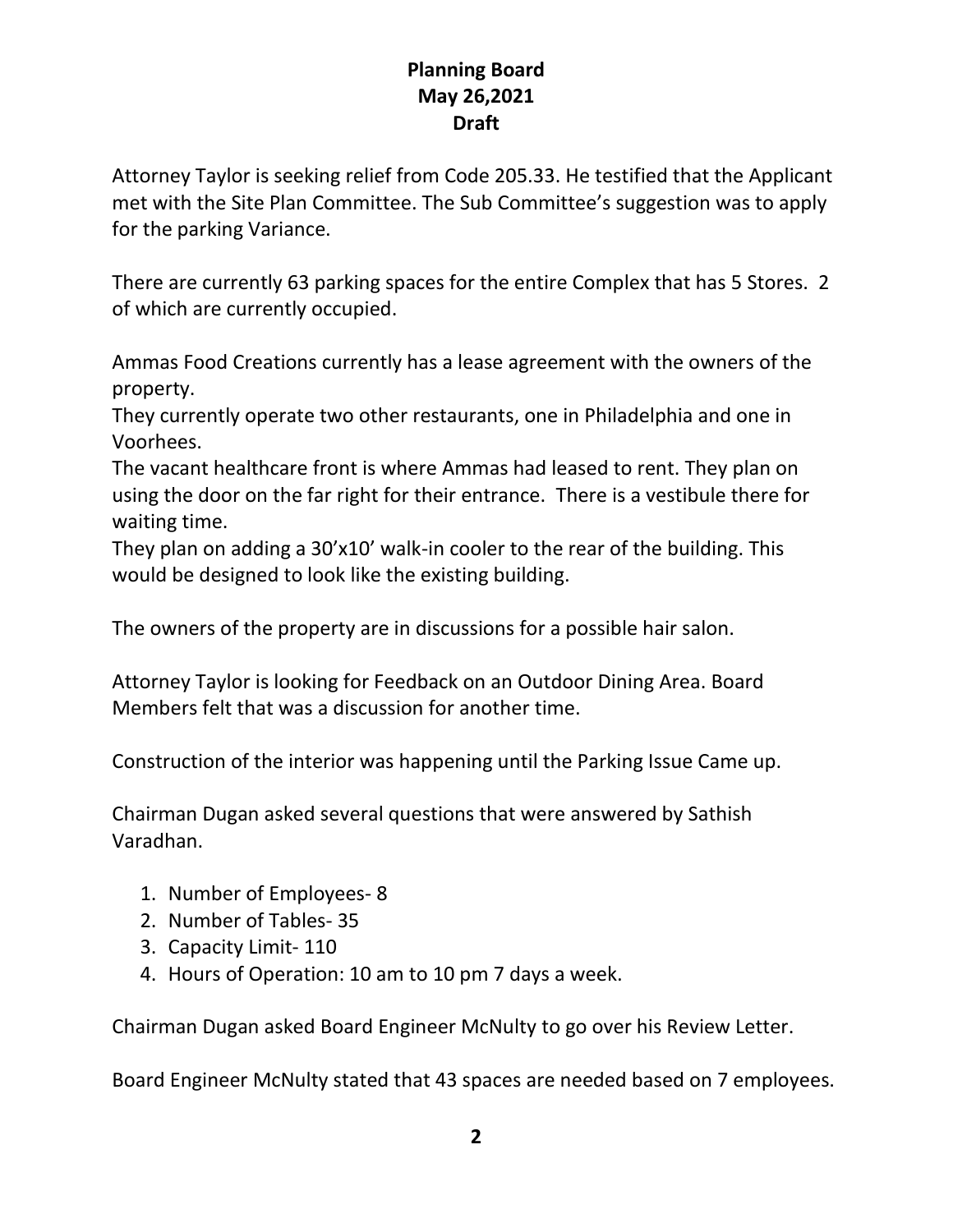**Planning Board**
**May 26,2021**
**Draft**

Attorney Taylor is seeking relief from Code 205.33. He testified that the Applicant met with the Site Plan Committee. The Sub Committee's suggestion was to apply for the parking Variance.

There are currently 63 parking spaces for the entire Complex that has 5 Stores. 2 of which are currently occupied.

Ammas Food Creations currently has a lease agreement with the owners of the property.
They currently operate two other restaurants, one in Philadelphia and one in Voorhees.
The vacant healthcare front is where Ammas had leased to rent. They plan on using the door on the far right for their entrance. There is a vestibule there for waiting time.
They plan on adding a 30'x10' walk-in cooler to the rear of the building. This would be designed to look like the existing building.

The owners of the property are in discussions for a possible hair salon.

Attorney Taylor is looking for Feedback on an Outdoor Dining Area. Board Members felt that was a discussion for another time.

Construction of the interior was happening until the Parking Issue Came up.

Chairman Dugan asked several questions that were answered by Sathish Varadhan.

1. Number of Employees- 8
2. Number of Tables- 35
3. Capacity Limit- 110
4. Hours of Operation: 10 am to 10 pm 7 days a week.

Chairman Dugan asked Board Engineer McNulty to go over his Review Letter.

Board Engineer McNulty stated that 43 spaces are needed based on 7 employees.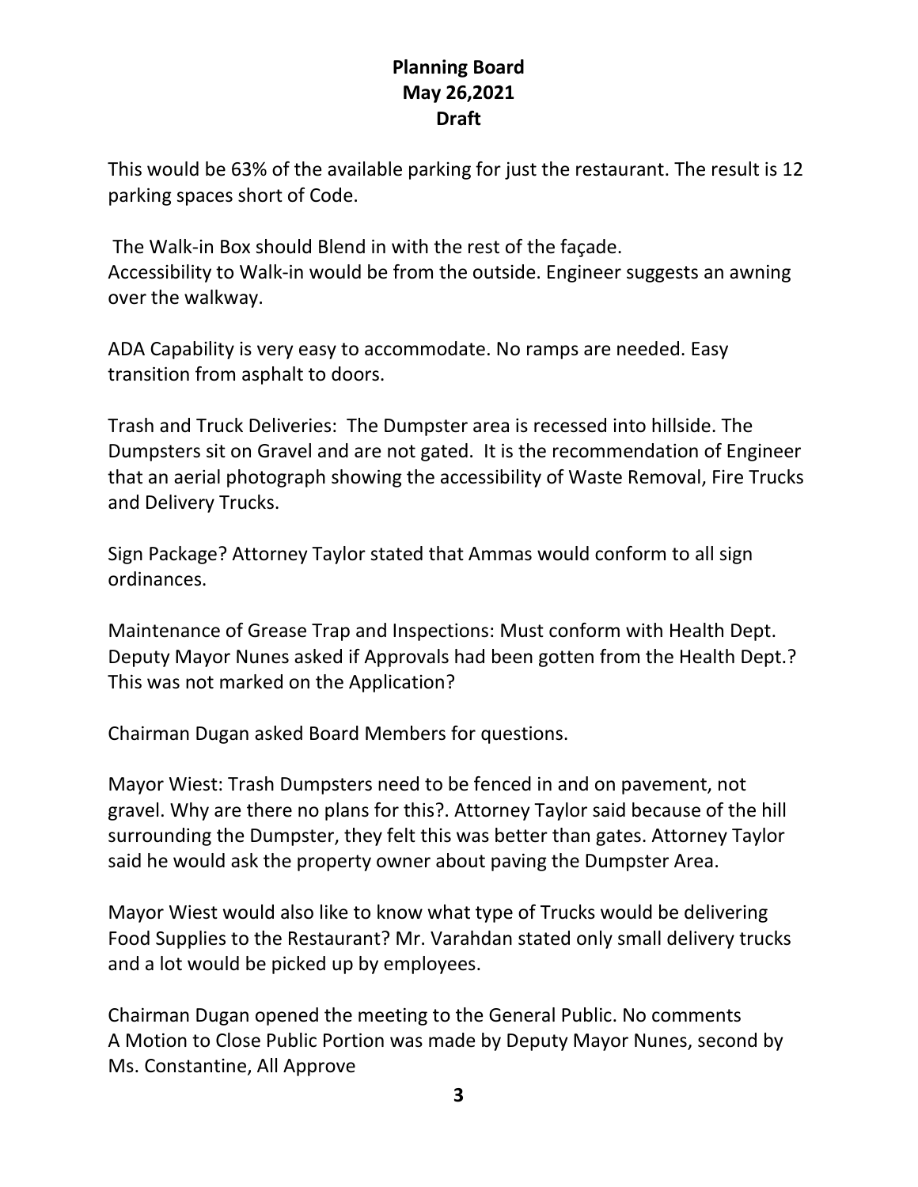# Planning Board
## May 26,2021
## Draft

This would be 63% of the available parking for just the restaurant. The result is 12 parking spaces short of Code.

The Walk-in Box should Blend in with the rest of the façade.
Accessibility to Walk-in would be from the outside. Engineer suggests an awning over the walkway.

ADA Capability is very easy to accommodate. No ramps are needed. Easy transition from asphalt to doors.

Trash and Truck Deliveries: The Dumpster area is recessed into hillside. The Dumpsters sit on Gravel and are not gated. It is the recommendation of Engineer that an aerial photograph showing the accessibility of Waste Removal, Fire Trucks and Delivery Trucks.

Sign Package? Attorney Taylor stated that Ammas would conform to all sign ordinances.

Maintenance of Grease Trap and Inspections: Must conform with Health Dept. Deputy Mayor Nunes asked if Approvals had been gotten from the Health Dept.? This was not marked on the Application?

Chairman Dugan asked Board Members for questions.

Mayor Wiest: Trash Dumpsters need to be fenced in and on pavement, not gravel. Why are there no plans for this?. Attorney Taylor said because of the hill surrounding the Dumpster, they felt this was better than gates. Attorney Taylor said he would ask the property owner about paving the Dumpster Area.

Mayor Wiest would also like to know what type of Trucks would be delivering Food Supplies to the Restaurant? Mr. Varahdan stated only small delivery trucks and a lot would be picked up by employees.

Chairman Dugan opened the meeting to the General Public. No comments
A Motion to Close Public Portion was made by Deputy Mayor Nunes, second by Ms. Constantine, All Approve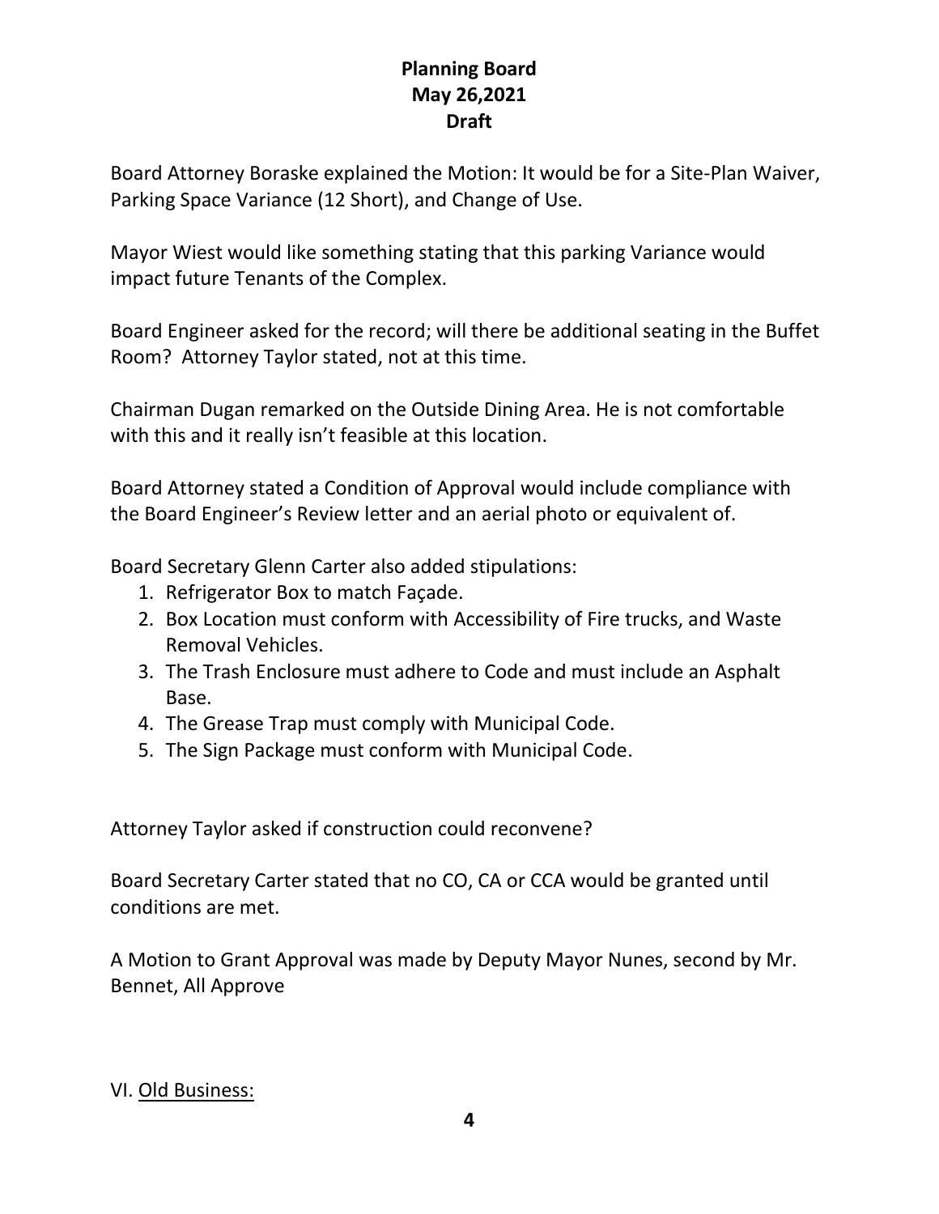**Planning Board**
**May 26,2021**
**Draft**

Board Attorney Boraske explained the Motion: It would be for a Site-Plan Waiver, Parking Space Variance (12 Short), and Change of Use.

Mayor Wiest would like something stating that this parking Variance would impact future Tenants of the Complex.

Board Engineer asked for the record; will there be additional seating in the Buffet Room? Attorney Taylor stated, not at this time.

Chairman Dugan remarked on the Outside Dining Area. He is not comfortable with this and it really isn't feasible at this location.

Board Attorney stated a Condition of Approval would include compliance with the Board Engineer's Review letter and an aerial photo or equivalent of.

Board Secretary Glenn Carter also added stipulations:

1. Refrigerator Box to match Façade.
2. Box Location must conform with Accessibility of Fire trucks, and Waste Removal Vehicles.
3. The Trash Enclosure must adhere to Code and must include an Asphalt Base.
4. The Grease Trap must comply with Municipal Code.
5. The Sign Package must conform with Municipal Code.

Attorney Taylor asked if construction could reconvene?

Board Secretary Carter stated that no CO, CA or CCA would be granted until conditions are met.

A Motion to Grant Approval was made by Deputy Mayor Nunes, second by Mr. Bennet, All Approve

VI. <u>Old Business:</u>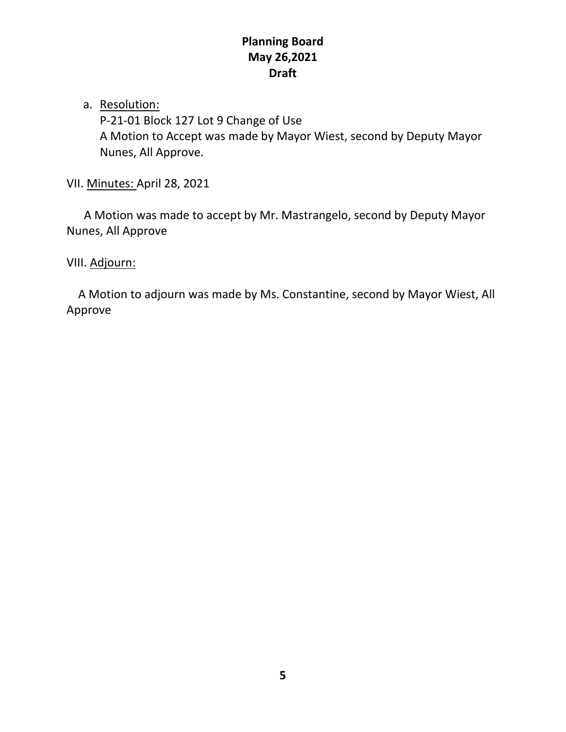a. Resolution:
   P-21-01 Block 127 Lot 9 Change of Use
   A Motion to Accept was made by Mayor Wiest, second by Deputy Mayor Nunes, All Approve.

VII. Minutes: April 28, 2021

A Motion was made to accept by Mr. Mastrangelo, second by Deputy Mayor Nunes, All Approve

VIII. Adjourn:

A Motion to adjourn was made by Ms. Constantine, second by Mayor Wiest, All Approve